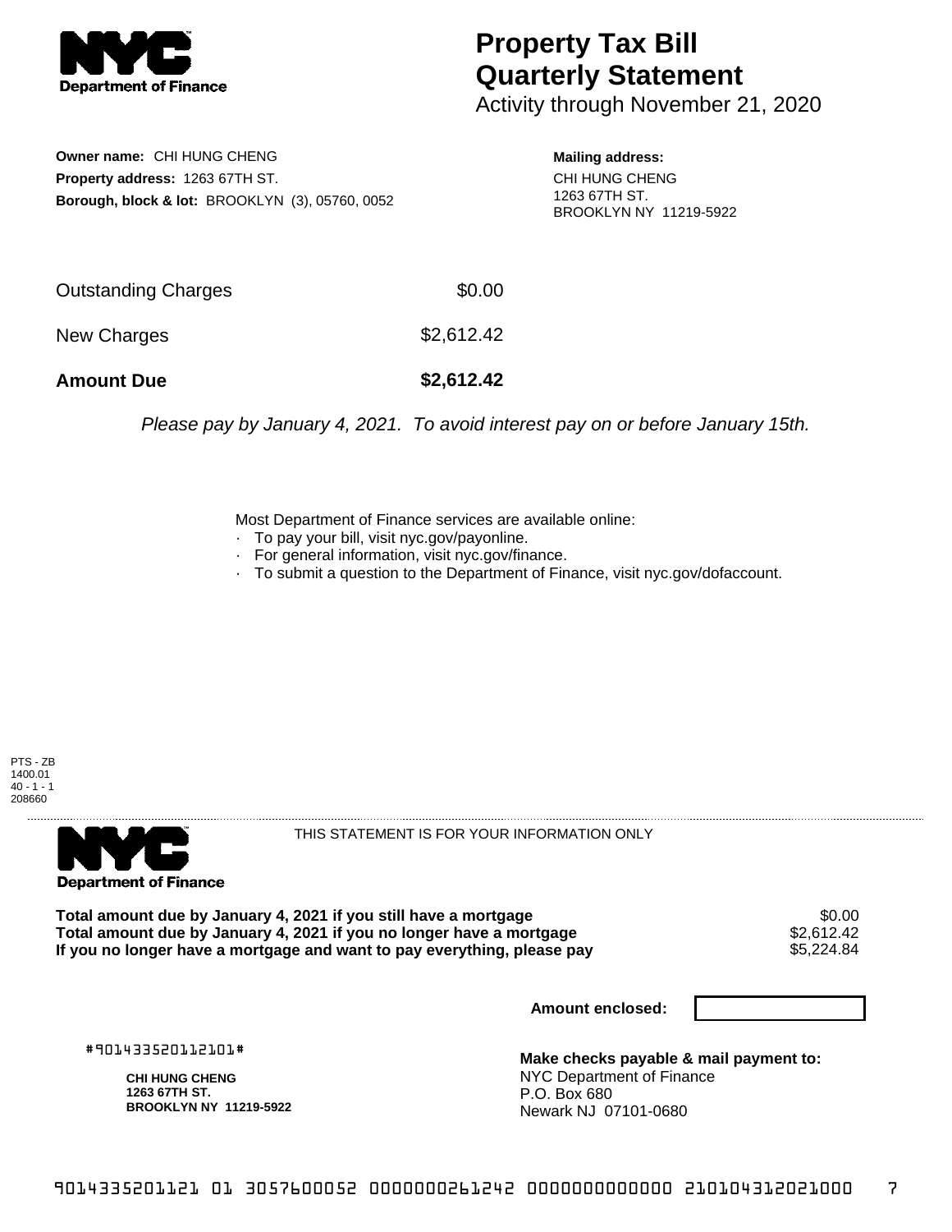# Property Tax Bill Quarterly Statement

Activity through November 21, 2020

**Owner name:** CHI HUNG CHENG
**Property address:** 1263 67TH ST.
**Borough, block & lot:** BROOKLYN (3), 05760, 0052

**Mailing address:**
CHI HUNG CHENG
1263 67TH ST.
BROOKLYN NY 11219-5922

| | |
|---|---|
| Outstanding Charges | $0.00 |
| New Charges | $2,612.42 |
| **Amount Due** | **$2,612.42** |

*Please pay by January 4, 2021. To avoid interest pay on or before January 15th.*

Most Department of Finance services are available online:

- To pay your bill, visit nyc.gov/payonline.
- For general information, visit nyc.gov/finance.
- To submit a question to the Department of Finance, visit nyc.gov/dofaccount.

PTS - ZB
1400.01
40 - 1 - 1
208660

THIS STATEMENT IS FOR YOUR INFORMATION ONLY

| | |
|---|---|
| **Total amount due by January 4, 2021 if you still have a mortgage** | $0.00 |
| **Total amount due by January 4, 2021 if you no longer have a mortgage** | $2,612.42 |
| **If you no longer have a mortgage and want to pay everything, please pay** | $5,224.84 |

**Amount enclosed:**

#901433520112101#

**CHI HUNG CHENG**
**1263 67TH ST.**
**BROOKLYN NY 11219-5922**

**Make checks payable & mail payment to:**
NYC Department of Finance
P.O. Box 680
Newark NJ 07101-0680

9014335201121 01 3057600052 0000000261242 0000000000000 210104312021000 7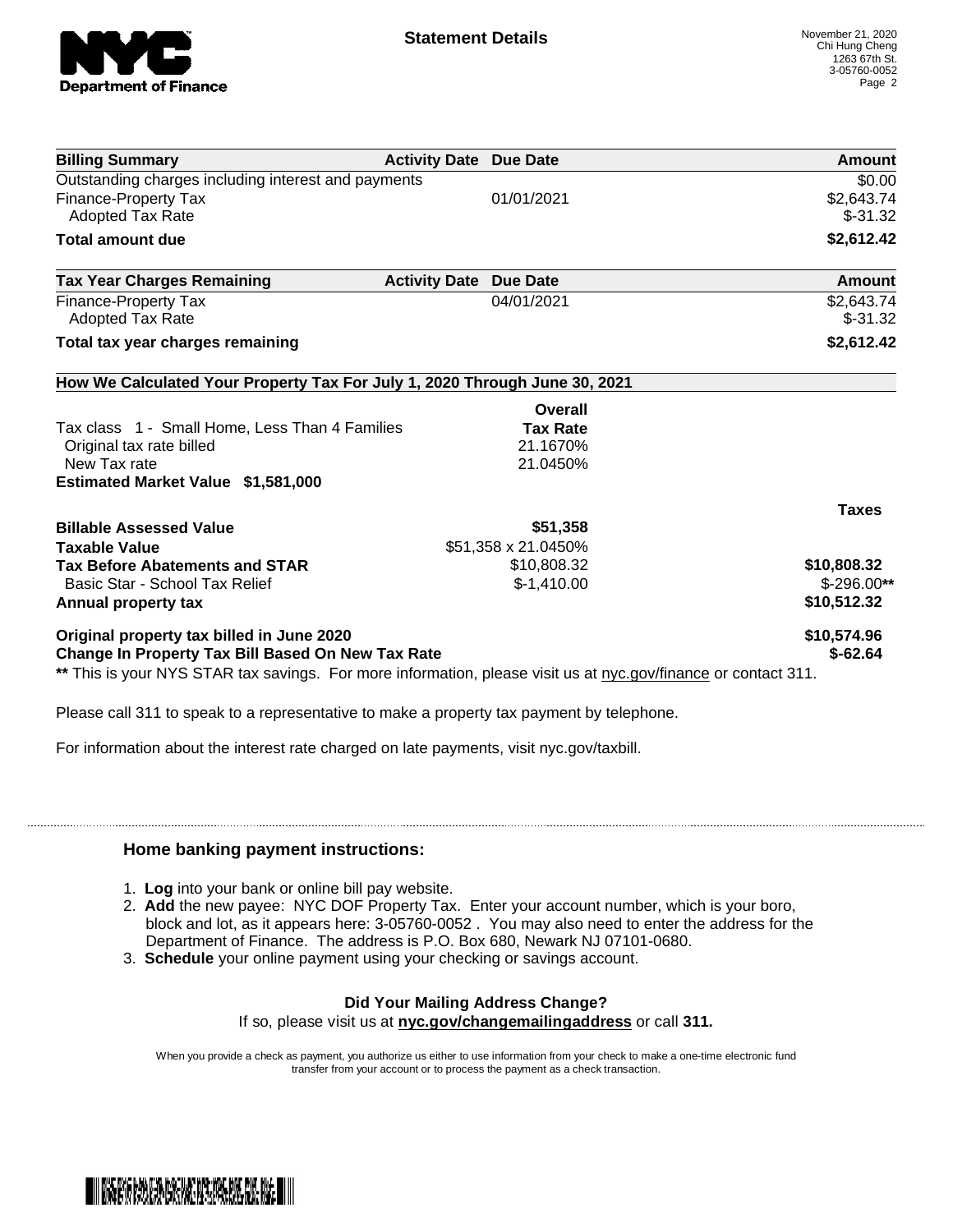# Statement Details

November 21, 2020
Chi Hung Cheng
1263 67th St.
3-05760-0052

| Billing Summary | Activity Date | Due Date | Amount |
|---|---|---|---|
| Outstanding charges including interest and payments | | | $0.00 |
| Finance-Property Tax | | 01/01/2021 | $2,643.74 |
| Adopted Tax Rate | | | $-31.32 |
| **Total amount due** | | | **$2,612.42** |

| Tax Year Charges Remaining | Activity Date | Due Date | Amount |
|---|---|---|---|
| Finance-Property Tax | | 04/01/2021 | $2,643.74 |
| Adopted Tax Rate | | | $-31.32 |
| **Total tax year charges remaining** | | | **$2,612.42** |

## How We Calculated Your Property Tax For July 1, 2020 Through June 30, 2021

| | Overall Tax Rate | |
|---|---|---|
| Tax class 1 - Small Home, Less Than 4 Families | | |
| Original tax rate billed | 21.1670% | |
| New Tax rate | 21.0450% | |
| **Estimated Market Value $1,581,000** | | |
| | | **Taxes** |
| **Billable Assessed Value** | **$51,358** | |
| **Taxable Value** | $51,358 x 21.0450% | |
| **Tax Before Abatements and STAR** | $10,808.32 | **$10,808.32** |
| Basic Star - School Tax Relief | $-1,410.00 | $-296.00** |
| **Annual property tax** | | **$10,512.32** |
| **Original property tax billed in June 2020** | | **$10,574.96** |
| **Change In Property Tax Bill Based On New Tax Rate** | | **$-62.64** |

** This is your NYS STAR tax savings. For more information, please visit us at nyc.gov/finance or contact 311.

Please call 311 to speak to a representative to make a property tax payment by telephone.

For information about the interest rate charged on late payments, visit nyc.gov/taxbill.

### Home banking payment instructions:

1. **Log** into your bank or online bill pay website.
2. **Add** the new payee: NYC DOF Property Tax. Enter your account number, which is your boro, block and lot, as it appears here: 3-05760-0052 . You may also need to enter the address for the Department of Finance. The address is P.O. Box 680, Newark NJ 07101-0680.
3. **Schedule** your online payment using your checking or savings account.

**Did Your Mailing Address Change?**

If so, please visit us at **nyc.gov/changemailingaddress** or call **311.**

When you provide a check as payment, you authorize us either to use information from your check to make a one-time electronic fund transfer from your account or to process the payment as a check transaction.